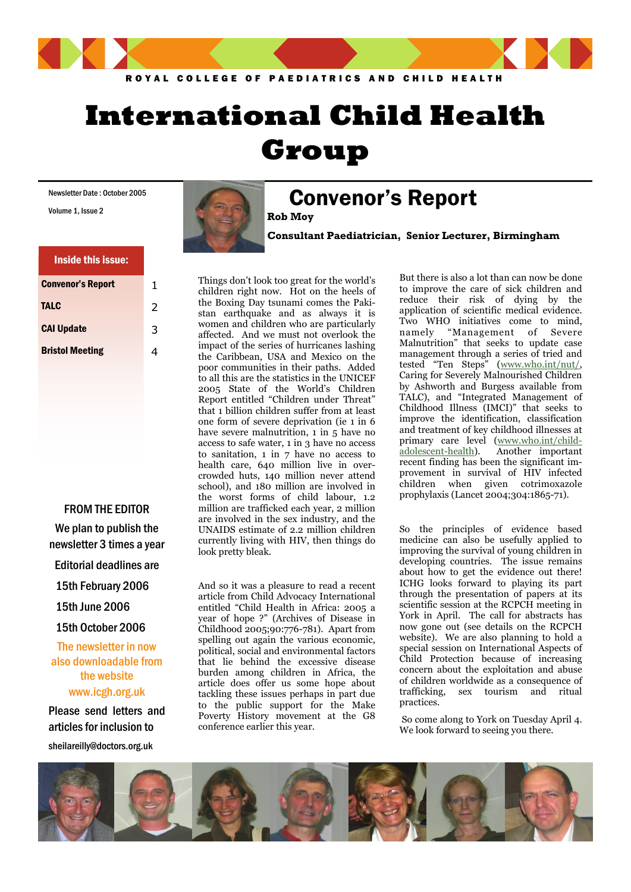ROYAL COLLEGE OF PAEDIATRICS AND CHILD HEALTH

# International Child Health Group

Newsletter Date : October 2005

Volume 1, Issue 2

**Inside this issue:**

| | |
|---|---|
| Convenor's Report | 1 |
| TALC | 2 |
| CAI Update | 3 |
| Bristol Meeting | 4 |

## Convenor's Report

**Rob Moy**

**Consultant Paediatrician, Senior Lecturer, Birmingham**

Things don't look too great for the world's children right now. Hot on the heels of the Boxing Day tsunami comes the Pakistan earthquake and as always it is women and children who are particularly affected. And we must not overlook the impact of the series of hurricanes lashing the Caribbean, USA and Mexico on the poor communities in their paths. Added to all this are the statistics in the UNICEF 2005 State of the World's Children Report entitled "Children under Threat" that 1 billion children suffer from at least one form of severe deprivation (ie 1 in 6 have severe malnutrition, 1 in 5 have no access to safe water, 1 in 3 have no access to sanitation, 1 in 7 have no access to health care, 640 million live in overcrowded huts, 140 million never attend school), and 180 million are involved in the worst forms of child labour, 1.2 million are trafficked each year, 2 million are involved in the sex industry, and the UNAIDS estimate of 2.2 million children currently living with HIV, then things do look pretty bleak.

And so it was a pleasure to read a recent article from Child Advocacy International entitled "Child Health in Africa: 2005 a year of hope ?" (Archives of Disease in Childhood 2005;90:776-781). Apart from spelling out again the various economic, political, social and environmental factors that lie behind the excessive disease burden among children in Africa, the article does offer us some hope about tackling these issues perhaps in part due to the public support for the Make Poverty History movement at the G8 conference earlier this year.

But there is also a lot than can now be done to improve the care of sick children and reduce their risk of dying by the application of scientific medical evidence. Two WHO initiatives come to mind, namely "Management of Severe Malnutrition" that seeks to update case management through a series of tried and tested "Ten Steps" (www.who.int/nut/, Caring for Severely Malnourished Children by Ashworth and Burgess available from TALC), and "Integrated Management of Childhood Illness (IMCI)" that seeks to improve the identification, classification and treatment of key childhood illnesses at primary care level (www.who.int/child-adolescent-health). Another important recent finding has been the significant improvement in survival of HIV infected children when given cotrimoxazole prophylaxis (Lancet 2004;304:1865-71).

So the principles of evidence based medicine can also be usefully applied to improving the survival of young children in developing countries. The issue remains about how to get the evidence out there! ICHG looks forward to playing its part through the presentation of papers at its scientific session at the RCPCH meeting in York in April. The call for abstracts has now gone out (see details on the RCPCH website). We are also planning to hold a special session on International Aspects of Child Protection because of increasing concern about the exploitation and abuse of children worldwide as a consequence of trafficking, sex tourism and ritual practices.

So come along to York on Tuesday April 4. We look forward to seeing you there.

### FROM THE EDITOR

We plan to publish the newsletter 3 times a year

Editorial deadlines are

15th February 2006

15th June 2006

15th October 2006

The newsletter in now also downloadable from the website www.icgh.org.uk

Please send letters and articles for inclusion to

sheilareilly@doctors.org.uk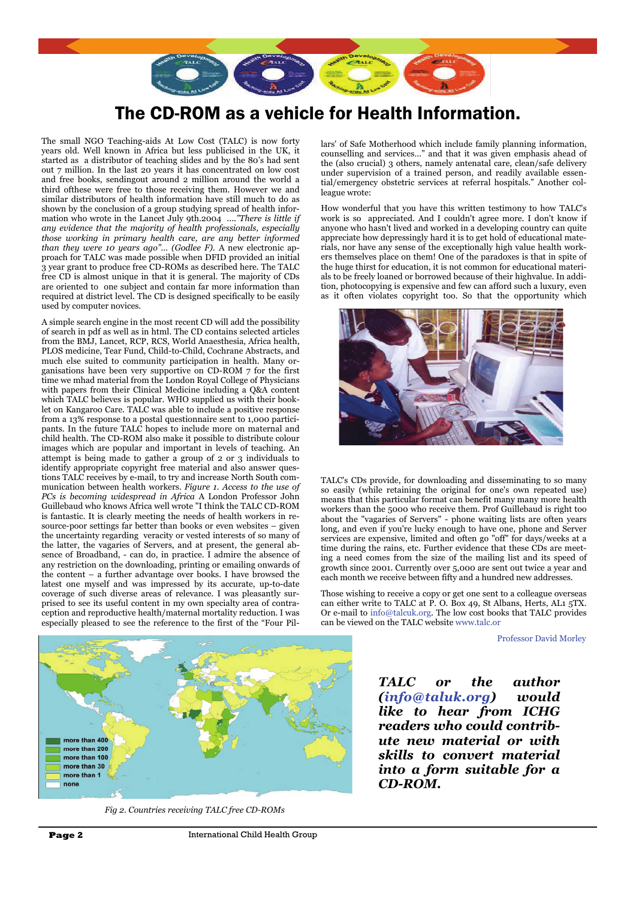# The CD-ROM as a vehicle for Health Information.

The small NGO Teaching-aids At Low Cost (TALC) is now forty years old. Well known in Africa but less publicised in the UK, it started as a distributor of teaching slides and by the 80's had sent out 7 million. In the last 20 years it has concentrated on low cost and free books, sendingout around 2 million around the world a third ofthese were free to those receiving them. However we and similar distributors of health information have still much to do as shown by the conclusion of a group studying spread of health information who wrote in the Lancet July 9th.2004 ....*"There is little if any evidence that the majority of health professionals, especially those working in primary health care, are any better informed than they were 10 years ago"... (Godlee F).* A new electronic approach for TALC was made possible when DFID provided an initial 3 year grant to produce free CD-ROMs as described here. The TALC free CD is almost unique in that it is general. The majority of CDs are oriented to one subject and contain far more information than required at district level. The CD is designed specifically to be easily used by computer novices.

A simple search engine in the most recent CD will add the possibility of search in pdf as well as in html. The CD contains selected articles from the BMJ, Lancet, RCP, RCS, World Anaesthesia, Africa health, PLOS medicine, Tear Fund, Child-to-Child, Cochrane Abstracts, and much else suited to community participation in health. Many organisations have been very supportive on CD-ROM 7 for the first time we mhad material from the London Royal College of Physicians with papers from their Clinical Medicine including a Q&A content which TALC believes is popular. WHO supplied us with their booklet on Kangaroo Care. TALC was able to include a positive response from a 13% response to a postal questionnaire sent to 1,000 participants. In the future TALC hopes to include more on maternal and child health. The CD-ROM also make it possible to distribute colour images which are popular and important in levels of teaching. An attempt is being made to gather a group of 2 or 3 individuals to identify appropriate copyright free material and also answer questions TALC receives by e-mail, to try and increase North South communication between health workers. *Figure 1. Access to the use of PCs is becoming widespread in Africa* A London Professor John Guillebaud who knows Africa well wrote "I think the TALC CD-ROM is fantastic. It is clearly meeting the needs of health workers in resource-poor settings far better than books or even websites – given the uncertainty regarding veracity or vested interests of so many of the latter, the vagaries of Servers, and at present, the general absence of Broadband, - can do, in practice. I admire the absence of any restriction on the downloading, printing or emailing onwards of the content – a further advantage over books. I have browsed the latest one myself and was impressed by its accurate, up-to-date coverage of such diverse areas of relevance. I was pleasantly surprised to see its useful content in my own specialty area of contraception and reproductive health/maternal mortality reduction. I was especially pleased to see the reference to the first of the "Four Pillars' of Safe Motherhood which include family planning information, counselling and services..." and that it was given emphasis ahead of the (also crucial) 3 others, namely antenatal care, clean/safe delivery under supervision of a trained person, and readily available essential/emergency obstetric services at referral hospitals." Another colleague wrote:

How wonderful that you have this written testimony to how TALC's work is so appreciated. And I couldn't agree more. I don't know if anyone who hasn't lived and worked in a developing country can quite appreciate how depressingly hard it is to get hold of educational materials, nor have any sense of the exceptionally high value health workers themselves place on them! One of the paradoxes is that in spite of the huge thirst for education, it is not common for educational materials to be freely loaned or borrowed because of their highvalue. In addition, photocopying is expensive and few can afford such a luxury, even as it often violates copyright too. So that the opportunity which TALC's CDs provide, for downloading and disseminating to so many so easily (while retaining the original for one's own repeated use) means that this particular format can benefit many many more health workers than the 5000 who receive them. Prof Guillebaud is right too about the "vagaries of Servers" - phone waiting lists are often years long, and even if you're lucky enough to have one, phone and Server services are expensive, limited and often go "off" for days/weeks at a time during the rains, etc. Further evidence that these CDs are meeting a need comes from the size of the mailing list and its speed of growth since 2001. Currently over 5,000 are sent out twice a year and each month we receive between fifty and a hundred new addresses.

Those wishing to receive a copy or get one sent to a colleague overseas can either write to TALC at P. O. Box 49, St Albans, Herts, AL1 5TX. Or e-mail to info@talcuk.org. The low cost books that TALC provides can be viewed on the TALC website www.talc.or

Professor David Morley

more than 400
more than 200
more than 100
more than 30
more than 1
none

*Fig 2. Countries receiving TALC free CD-ROMs*

***TALC or the author (info@taluk.org) would like to hear from ICHG readers who could contribute new material or with skills to convert material into a form suitable for a CD-ROM.***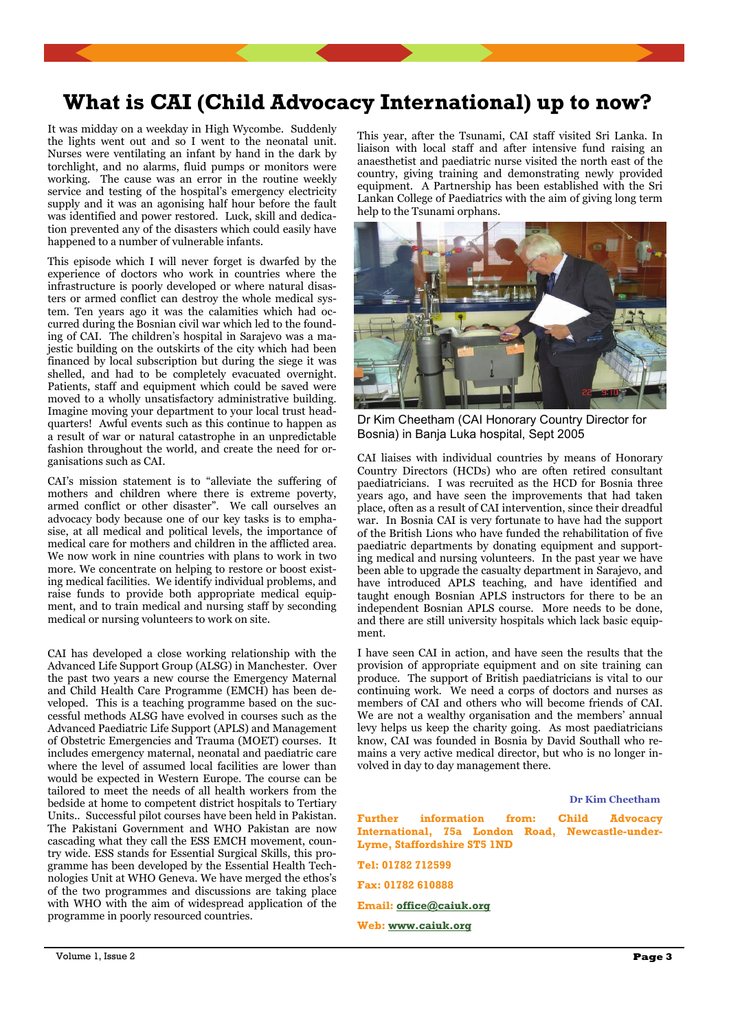# What is CAI (Child Advocacy International) up to now?

It was midday on a weekday in High Wycombe. Suddenly the lights went out and so I went to the neonatal unit. Nurses were ventilating an infant by hand in the dark by torchlight, and no alarms, fluid pumps or monitors were working. The cause was an error in the routine weekly service and testing of the hospital's emergency electricity supply and it was an agonising half hour before the fault was identified and power restored. Luck, skill and dedication prevented any of the disasters which could easily have happened to a number of vulnerable infants.

This episode which I will never forget is dwarfed by the experience of doctors who work in countries where the infrastructure is poorly developed or where natural disasters or armed conflict can destroy the whole medical system. Ten years ago it was the calamities which had occurred during the Bosnian civil war which led to the founding of CAI. The children's hospital in Sarajevo was a majestic building on the outskirts of the city which had been financed by local subscription but during the siege it was shelled, and had to be completely evacuated overnight. Patients, staff and equipment which could be saved were moved to a wholly unsatisfactory administrative building. Imagine moving your department to your local trust headquarters! Awful events such as this continue to happen as a result of war or natural catastrophe in an unpredictable fashion throughout the world, and create the need for organisations such as CAI.

CAI's mission statement is to "alleviate the suffering of mothers and children where there is extreme poverty, armed conflict or other disaster". We call ourselves an advocacy body because one of our key tasks is to emphasise, at all medical and political levels, the importance of medical care for mothers and children in the afflicted area. We now work in nine countries with plans to work in two more. We concentrate on helping to restore or boost existing medical facilities. We identify individual problems, and raise funds to provide both appropriate medical equipment, and to train medical and nursing staff by seconding medical or nursing volunteers to work on site.

CAI has developed a close working relationship with the Advanced Life Support Group (ALSG) in Manchester. Over the past two years a new course the Emergency Maternal and Child Health Care Programme (EMCH) has been developed. This is a teaching programme based on the successful methods ALSG have evolved in courses such as the Advanced Paediatric Life Support (APLS) and Management of Obstetric Emergencies and Trauma (MOET) courses. It includes emergency maternal, neonatal and paediatric care where the level of assumed local facilities are lower than would be expected in Western Europe. The course can be tailored to meet the needs of all health workers from the bedside at home to competent district hospitals to Tertiary Units.. Successful pilot courses have been held in Pakistan. The Pakistani Government and WHO Pakistan are now cascading what they call the ESS EMCH movement, country wide. ESS stands for Essential Surgical Skills, this programme has been developed by the Essential Health Technologies Unit at WHO Geneva. We have merged the ethos's of the two programmes and discussions are taking place with WHO with the aim of widespread application of the programme in poorly resourced countries.

This year, after the Tsunami, CAI staff visited Sri Lanka. In liaison with local staff and after intensive fund raising an anaesthetist and paediatric nurse visited the north east of the country, giving training and demonstrating newly provided equipment. A Partnership has been established with the Sri Lankan College of Paediatrics with the aim of giving long term help to the Tsunami orphans.

Dr Kim Cheetham (CAI Honorary Country Director for Bosnia) in Banja Luka hospital, Sept 2005

CAI liaises with individual countries by means of Honorary Country Directors (HCDs) who are often retired consultant paediatricians. I was recruited as the HCD for Bosnia three years ago, and have seen the improvements that had taken place, often as a result of CAI intervention, since their dreadful war. In Bosnia CAI is very fortunate to have had the support of the British Lions who have funded the rehabilitation of five paediatric departments by donating equipment and supporting medical and nursing volunteers. In the past year we have been able to upgrade the casualty department in Sarajevo, and have introduced APLS teaching, and have identified and taught enough Bosnian APLS instructors for there to be an independent Bosnian APLS course. More needs to be done, and there are still university hospitals which lack basic equipment.

I have seen CAI in action, and have seen the results that the provision of appropriate equipment and on site training can produce. The support of British paediatricians is vital to our continuing work. We need a corps of doctors and nurses as members of CAI and others who will become friends of CAI. We are not a wealthy organisation and the members' annual levy helps us keep the charity going. As most paediatricians know, CAI was founded in Bosnia by David Southall who remains a very active medical director, but who is no longer involved in day to day management there.

**Dr Kim Cheetham**

**Further information from: Child Advocacy International, 75a London Road, Newcastle-under-Lyme, Staffordshire ST5 1ND**

**Tel: 01782 712599**

**Fax: 01782 610888**

**Email: office@caiuk.org**

**Web: www.caiuk.org**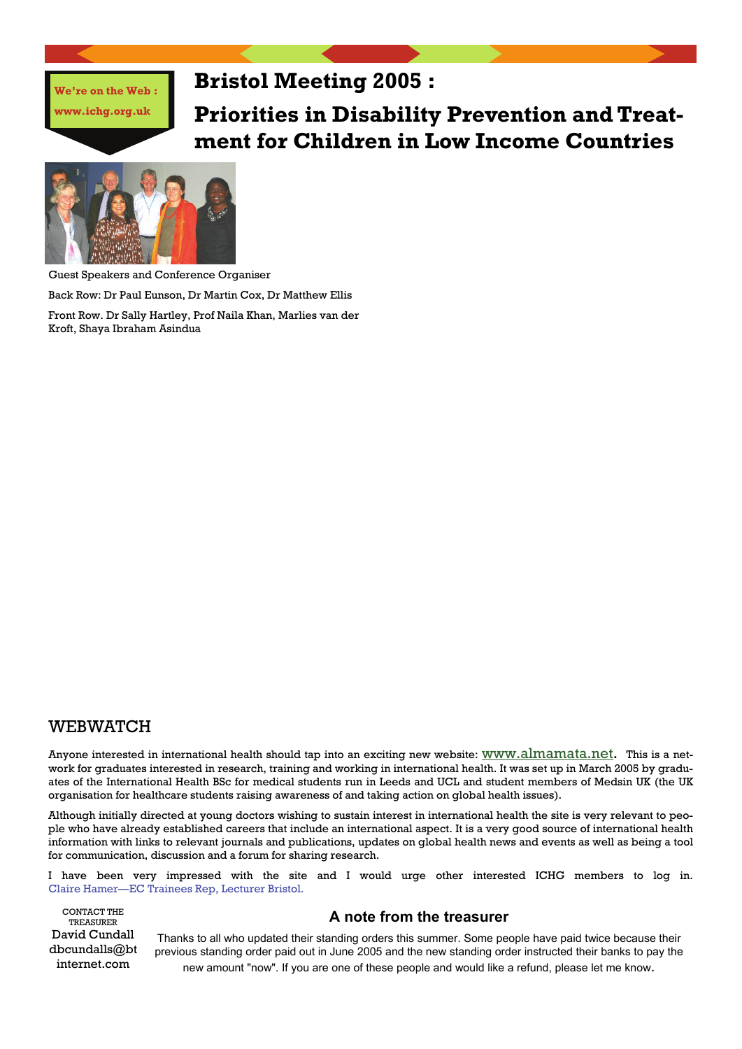We're on the Web :

www.ichg.org.uk

# Bristol Meeting 2005 :

# Priorities in Disability Prevention and Treatment for Children in Low Income Countries

Guest Speakers and Conference Organiser

Back Row: Dr Paul Eunson, Dr Martin Cox, Dr Matthew Ellis

Front Row. Dr Sally Hartley, Prof Naila Khan, Marlies van der Kroft, Shaya Ibraham Asindua

## WEBWATCH

Anyone interested in international health should tap into an exciting new website: www.almamata.net. This is a network for graduates interested in research, training and working in international health. It was set up in March 2005 by graduates of the International Health BSc for medical students run in Leeds and UCL and student members of Medsin UK (the UK organisation for healthcare students raising awareness of and taking action on global health issues).

Although initially directed at young doctors wishing to sustain interest in international health the site is very relevant to people who have already established careers that include an international aspect. It is a very good source of international health information with links to relevant journals and publications, updates on global health news and events as well as being a tool for communication, discussion and a forum for sharing research.

I have been very impressed with the site and I would urge other interested ICHG members to log in. Claire Hamer—EC Trainees Rep, Lecturer Bristol.

CONTACT THE TREASURER
David Cundall
dbcundalls@btinternet.com

### A note from the treasurer

Thanks to all who updated their standing orders this summer. Some people have paid twice because their previous standing order paid out in June 2005 and the new standing order instructed their banks to pay the new amount "now". If you are one of these people and would like a refund, please let me know.